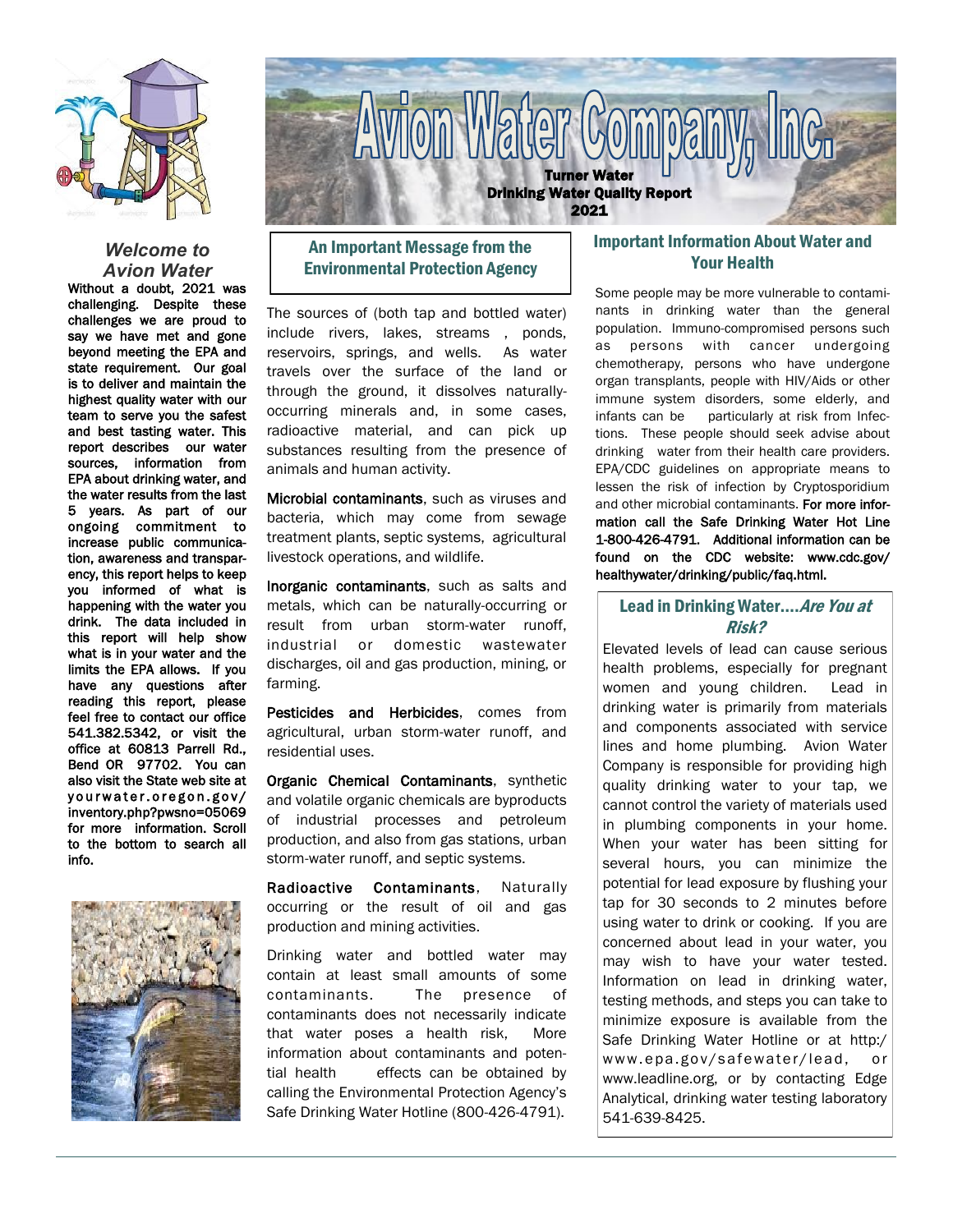# Avion Water Company, Inc.

**Turner Water**
**Drinking Water Quality Report**
**2021**

## *Welcome to Avion Water*

**Without a doubt, 2021 was challenging. Despite these challenges we are proud to say we have met and gone beyond meeting the EPA and state requirement. Our goal is to deliver and maintain the highest quality water with our team to serve you the safest and best tasting water. This report describes our water sources, information from EPA about drinking water, and the water results from the last 5 years. As part of our ongoing commitment to increase public communication, awareness and transparency, this report helps to keep you informed of what is happening with the water you drink. The data included in this report will help show what is in your water and the limits the EPA allows. If you have any questions after reading this report, please feel free to contact our office 541.382.5342, or visit the office at 60813 Parrell Rd., Bend OR 97702. You can also visit the State web site at yourwater.oregon.gov/inventory.php?pwsno=05069 for more information. Scroll to the bottom to search all info.**

## An Important Message from the Environmental Protection Agency

The sources of (both tap and bottled water) include rivers, lakes, streams , ponds, reservoirs, springs, and wells. As water travels over the surface of the land or through the ground, it dissolves naturally-occurring minerals and, in some cases, radioactive material, and can pick up substances resulting from the presence of animals and human activity.

**Microbial contaminants**, such as viruses and bacteria, which may come from sewage treatment plants, septic systems, agricultural livestock operations, and wildlife.

**Inorganic contaminants**, such as salts and metals, which can be naturally-occurring or result from urban storm-water runoff, industrial or domestic wastewater discharges, oil and gas production, mining, or farming.

**Pesticides and Herbicides**, comes from agricultural, urban storm-water runoff, and residential uses.

**Organic Chemical Contaminants**, synthetic and volatile organic chemicals are byproducts of industrial processes and petroleum production, and also from gas stations, urban storm-water runoff, and septic systems.

**Radioactive Contaminants**, Naturally occurring or the result of oil and gas production and mining activities.

Drinking water and bottled water may contain at least small amounts of some contaminants. The presence of contaminants does not necessarily indicate that water poses a health risk, More information about contaminants and potential health effects can be obtained by calling the Environmental Protection Agency's Safe Drinking Water Hotline (800-426-4791).

## Important Information About Water and Your Health

Some people may be more vulnerable to contaminants in drinking water than the general population. Immuno-compromised persons such as persons with cancer undergoing chemotherapy, persons who have undergone organ transplants, people with HIV/Aids or other immune system disorders, some elderly, and infants can be particularly at risk from Infections. These people should seek advise about drinking water from their health care providers. EPA/CDC guidelines on appropriate means to lessen the risk of infection by Cryptosporidium and other microbial contaminants. **For more information call the Safe Drinking Water Hot Line 1-800-426-4791. Additional information can be found on the CDC website: www.cdc.gov/healthywater/drinking/public/faq.html.**

## Lead in Drinking Water....*Are You at Risk?*

Elevated levels of lead can cause serious health problems, especially for pregnant women and young children. Lead in drinking water is primarily from materials and components associated with service lines and home plumbing. Avion Water Company is responsible for providing high quality drinking water to your tap, we cannot control the variety of materials used in plumbing components in your home. When your water has been sitting for several hours, you can minimize the potential for lead exposure by flushing your tap for 30 seconds to 2 minutes before using water to drink or cooking. If you are concerned about lead in your water, you may wish to have your water tested. Information on lead in drinking water, testing methods, and steps you can take to minimize exposure is available from the Safe Drinking Water Hotline or at http:/www.epa.gov/safewater/lead, or www.leadline.org, or by contacting Edge Analytical, drinking water testing laboratory 541-639-8425.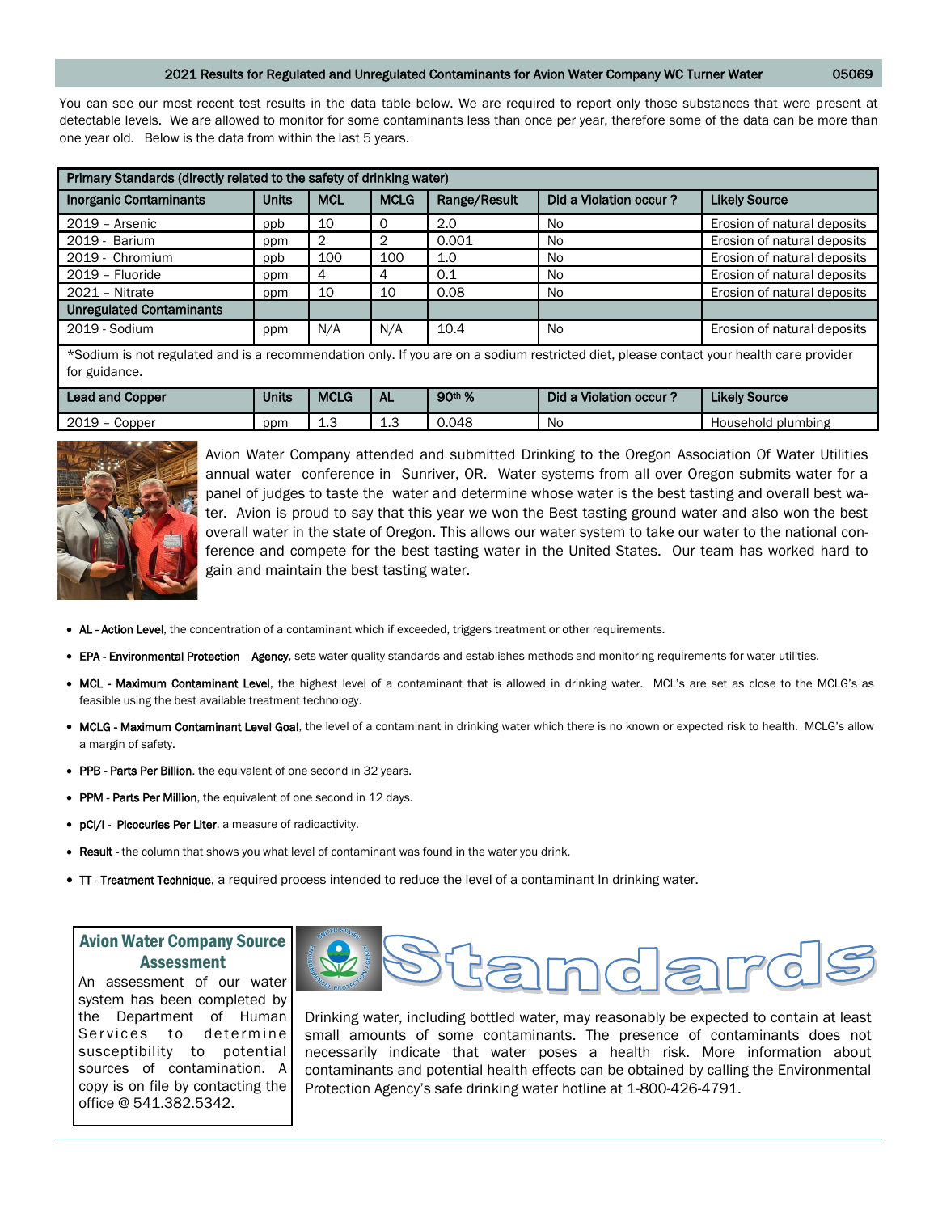## 2021 Results for Regulated and Unregulated Contaminants for Avion Water Company WC Turner Water 05069

You can see our most recent test results in the data table below. We are required to report only those substances that were present at detectable levels. We are allowed to monitor for some contaminants less than once per year, therefore some of the data can be more than one year old. Below is the data from within the last 5 years.

| Primary Standards (directly related to the safety of drinking water) | | | | | | |
|---|---|---|---|---|---|---|
| **Inorganic Contaminants** | **Units** | **MCL** | **MCLG** | **Range/Result** | **Did a Violation occur ?** | **Likely Source** |
| 2019 – Arsenic | ppb | 10 | 0 | 2.0 | No | Erosion of natural deposits |
| 2019 - Barium | ppm | 2 | 2 | 0.001 | No | Erosion of natural deposits |
| 2019 - Chromium | ppb | 100 | 100 | 1.0 | No | Erosion of natural deposits |
| 2019 – Fluoride | ppm | 4 | 4 | 0.1 | No | Erosion of natural deposits |
| 2021 – Nitrate | ppm | 10 | 10 | 0.08 | No | Erosion of natural deposits |
| **Unregulated Contaminants** | | | | | | |
| 2019 - Sodium | ppm | N/A | N/A | 10.4 | No | Erosion of natural deposits |
| *Sodium is not regulated and is a recommendation only. If you are on a sodium restricted diet, please contact your health care provider for guidance. | | | | | | |
| **Lead and Copper** | **Units** | **MCLG** | **AL** | **90th %** | **Did a Violation occur ?** | **Likely Source** |
| 2019 – Copper | ppm | 1.3 | 1.3 | 0.048 | No | Household plumbing |

Avion Water Company attended and submitted Drinking to the Oregon Association Of Water Utilities annual water conference in Sunriver, OR. Water systems from all over Oregon submits water for a panel of judges to taste the water and determine whose water is the best tasting and overall best water. Avion is proud to say that this year we won the Best tasting ground water and also won the best overall water in the state of Oregon. This allows our water system to take our water to the national conference and compete for the best tasting water in the United States. Our team has worked hard to gain and maintain the best tasting water.

- **AL - Action Level**, the concentration of a contaminant which if exceeded, triggers treatment or other requirements.
- **EPA - Environmental Protection Agency**, sets water quality standards and establishes methods and monitoring requirements for water utilities.
- **MCL - Maximum Contaminant Level**, the highest level of a contaminant that is allowed in drinking water. MCL's are set as close to the MCLG's as feasible using the best available treatment technology.
- **MCLG - Maximum Contaminant Level Goal**, the level of a contaminant in drinking water which there is no known or expected risk to health. MCLG's allow a margin of safety.
- **PPB - Parts Per Billion**. the equivalent of one second in 32 years.
- **PPM - Parts Per Million**, the equivalent of one second in 12 days.
- **pCi/l - Picocuries Per Liter**, a measure of radioactivity.
- **Result** - the column that shows you what level of contaminant was found in the water you drink.
- **TT - Treatment Technique**, a required process intended to reduce the level of a contaminant In drinking water.

### Avion Water Company Source Assessment

An assessment of our water system has been completed by the Department of Human Services to determine susceptibility to potential sources of contamination. A copy is on file by contacting the office @ 541.382.5342.

### Standards

Drinking water, including bottled water, may reasonably be expected to contain at least small amounts of some contaminants. The presence of contaminants does not necessarily indicate that water poses a health risk. More information about contaminants and potential health effects can be obtained by calling the Environmental Protection Agency's safe drinking water hotline at 1-800-426-4791.